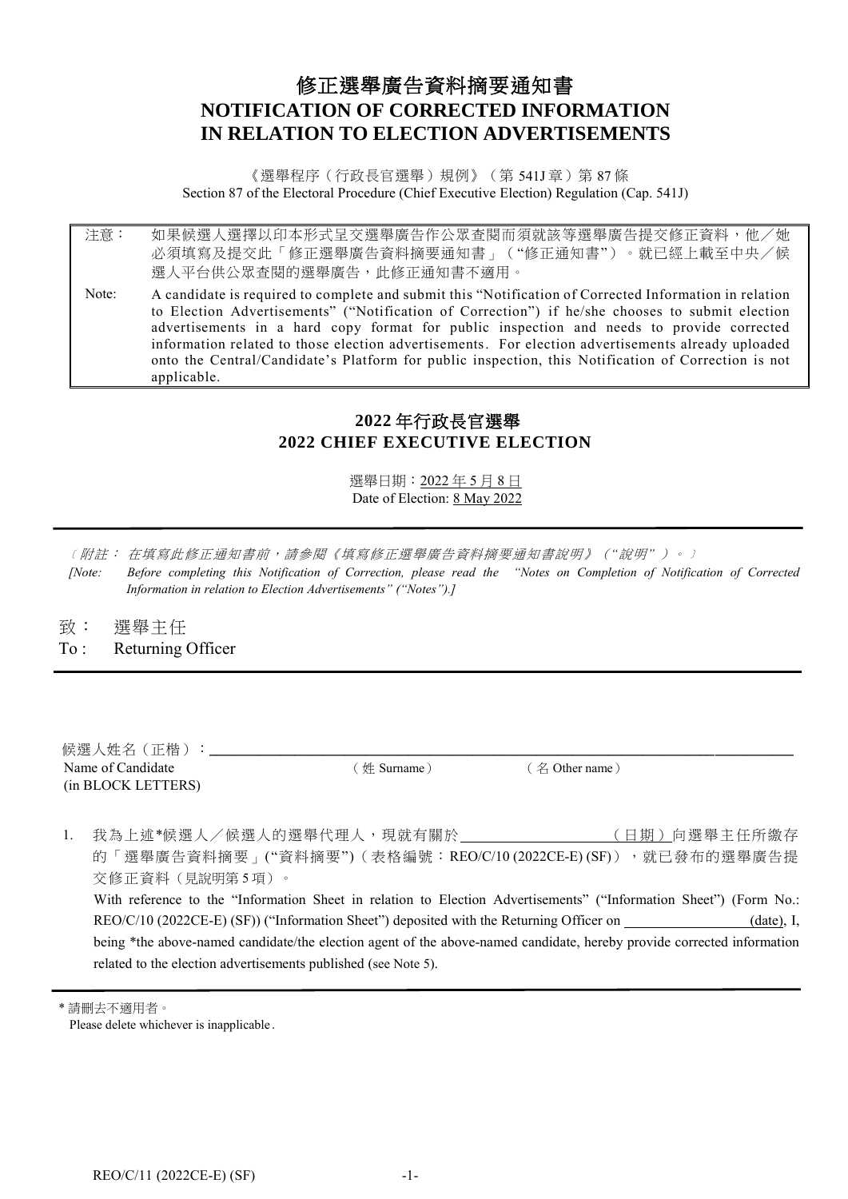# 修正選舉廣告資料摘要通知書
# NOTIFICATION OF CORRECTED INFORMATION IN RELATION TO ELECTION ADVERTISEMENTS

《選舉程序（行政長官選舉）規例》（第 541J 章）第 87 條
Section 87 of the Electoral Procedure (Chief Executive Election) Regulation (Cap. 541J)

| | |
|---|---|
| 注意： | 如果候選人選擇以印本形式呈交選舉廣告作公眾查閱而須就該等選舉廣告提交修正資料，他／她必須填寫及提交此「修正選舉廣告資料摘要通知書」（"修正通知書"）。就已經上載至中央／候選人平台供公眾查閱的選舉廣告，此修正通知書不適用。 |
| Note: | A candidate is required to complete and submit this "Notification of Corrected Information in relation to Election Advertisements" ("Notification of Correction") if he/she chooses to submit election advertisements in a hard copy format for public inspection and needs to provide corrected information related to those election advertisements. For election advertisements already uploaded onto the Central/Candidate's Platform for public inspection, this Notification of Correction is not applicable. |

## 2022 年行政長官選舉
## 2022 CHIEF EXECUTIVE ELECTION

選舉日期：2022 年 5 月 8 日
Date of Election: 8 May 2022

*〔附註： 在填寫此修正通知書前，請參閱《填寫修正選舉廣告資料摘要通知書說明》（"說明"）。〕*

*[Note: Before completing this Notification of Correction, please read the "Notes on Completion of Notification of Corrected Information in relation to Election Advertisements" ("Notes").]*

致： 選舉主任
To : Returning Officer

候選人姓名（正楷）：______________________________
Name of Candidate (in BLOCK LETTERS)　　（姓 Surname）　　（名 Other name）

1. 我為上述\*候選人／候選人的選舉代理人，現就有關於__________（日期）向選舉主任所繳存的「選舉廣告資料摘要」("資料摘要")（表格編號：REO/C/10 (2022CE-E) (SF)），就已發布的選舉廣告提交修正資料（見說明第 5 項）。

   With reference to the "Information Sheet in relation to Election Advertisements" ("Information Sheet") (Form No.: REO/C/10 (2022CE-E) (SF)) ("Information Sheet") deposited with the Returning Officer on __________ (date), I, being \*the above-named candidate/the election agent of the above-named candidate, hereby provide corrected information related to the election advertisements published (see Note 5).

\* 請刪去不適用者。
Please delete whichever is inapplicable.

REO/C/11 (2022CE-E) (SF)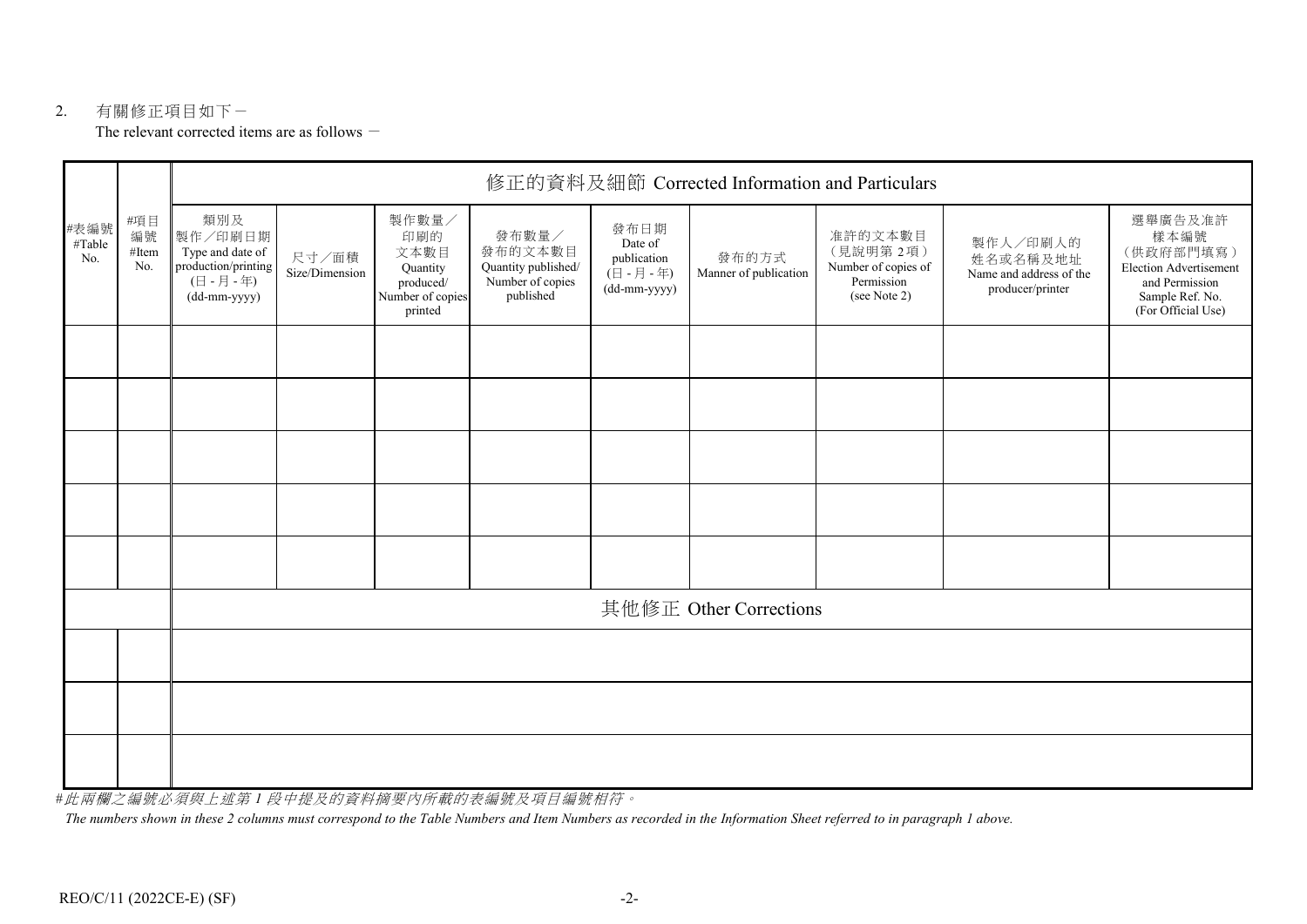2. 有關修正項目如下－

The relevant corrected items are as follows －

| #表編號 #Table No. | #項目編號 #Item No. | 修正的資料及細節 Corrected Information and Particulars | | | | | | | | |
|---|---|---|---|---|---|---|---|---|---|---|
| | | 類別及製作／印刷日期 Type and date of production/printing (日 - 月 - 年) (dd-mm-yyyy) | 尺寸／面積 Size/Dimension | 製作數量／印刷的文本數目 Quantity produced/ Number of copies printed | 發布數量／發布的文本數目 Quantity published/ Number of copies published | 發布日期 Date of publication (日 - 月 - 年) (dd-mm-yyyy) | 發布的方式 Manner of publication | 准許的文本數目（見說明第 2項） Number of copies of Permission (see Note 2) | 製作人／印刷人的姓名或名稱及地址 Name and address of the producer/printer | 選舉廣告及准許樣本編號（供政府部門填寫） Election Advertisement and Permission Sample Ref. No. (For Official Use) |
| | | | | | | | | | | |
| | | | | | | | | | | |
| | | | | | | | | | | |
| | | | | | | | | | | |
| | | | | | | | | | | |
| | | 其他修正 Other Corrections | | | | | | | | |
| | | | | | | | | | | |
| | | | | | | | | | | |
| | | | | | | | | | | |

*#此兩欄之編號必須與上述第 1 段中提及的資料摘要內所載的表編號及項目編號相符。*

*The numbers shown in these 2 columns must correspond to the Table Numbers and Item Numbers as recorded in the Information Sheet referred to in paragraph 1 above.*

REO/C/11 (2022CE-E) (SF)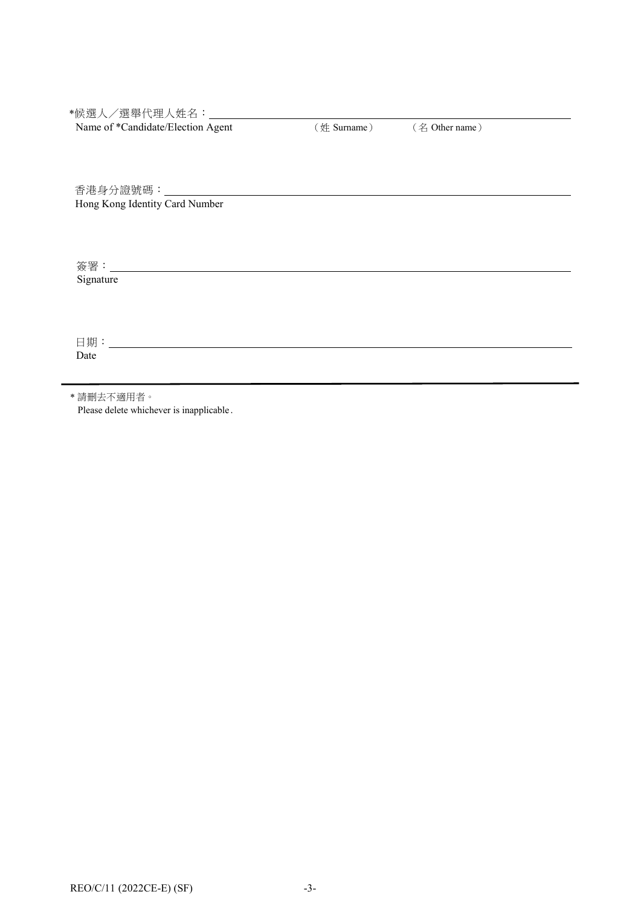*候選人／選舉代理人姓名：______________________________________________
Name of *Candidate/Election Agent （姓 Surname） （名 Other name）

香港身分證號碼：______________________________________________
Hong Kong Identity Card Number

簽署：______________________________________________
Signature

日期：______________________________________________
Date

---

* 請刪去不適用者。
Please delete whichever is inapplicable.

REO/C/11 (2022CE-E) (SF)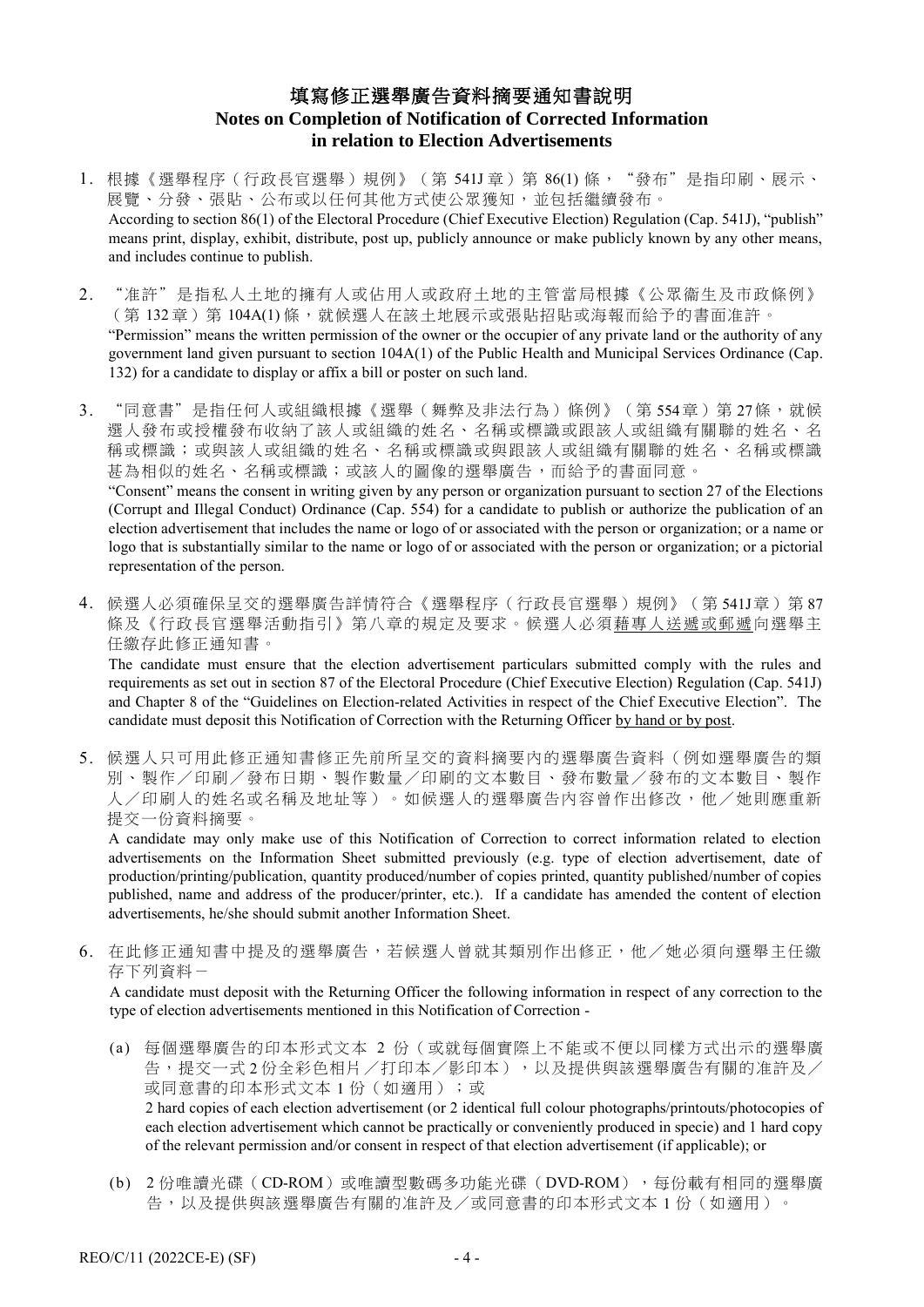# 填寫修正選舉廣告資料摘要通知書說明
# Notes on Completion of Notification of Corrected Information in relation to Election Advertisements

1. 根據《選舉程序(行政長官選舉)規例》(第 541J 章)第 86(1) 條,"發布"是指印刷、展示、展覽、分發、張貼、公布或以任何其他方式使公眾獲知,並包括繼續發布。
   According to section 86(1) of the Electoral Procedure (Chief Executive Election) Regulation (Cap. 541J), "publish" means print, display, exhibit, distribute, post up, publicly announce or make publicly known by any other means, and includes continue to publish.

2. "准許"是指私人土地的擁有人或佔用人或政府土地的主管當局根據《公眾衞生及市政條例》(第 132 章)第 104A(1) 條,就候選人在該土地展示或張貼招貼或海報而給予的書面准許。
   "Permission" means the written permission of the owner or the occupier of any private land or the authority of any government land given pursuant to section 104A(1) of the Public Health and Municipal Services Ordinance (Cap. 132) for a candidate to display or affix a bill or poster on such land.

3. "同意書"是指任何人或組織根據《選舉(舞弊及非法行為)條例》(第 554 章)第 27 條,就候選人發布或授權發布收納了該人或組織的姓名、名稱或標識或跟該人或組織有關聯的姓名、名稱或標識;或與該人或組織的姓名、名稱或標識或與跟該人或組織有關聯的姓名、名稱或標識甚為相似的姓名、名稱或標識;或該人的圖像的選舉廣告,而給予的書面同意。
   "Consent" means the consent in writing given by any person or organization pursuant to section 27 of the Elections (Corrupt and Illegal Conduct) Ordinance (Cap. 554) for a candidate to publish or authorize the publication of an election advertisement that includes the name or logo of or associated with the person or organization; or a name or logo that is substantially similar to the name or logo of or associated with the person or organization; or a pictorial representation of the person.

4. 候選人必須確保呈交的選舉廣告詳情符合《選舉程序(行政長官選舉)規例》(第 541J 章)第 87 條及《行政長官選舉活動指引》第八章的規定及要求。候選人必須<u>藉專人送遞或郵遞</u>向選舉主任繳存此修正通知書。
   The candidate must ensure that the election advertisement particulars submitted comply with the rules and requirements as set out in section 87 of the Electoral Procedure (Chief Executive Election) Regulation (Cap. 541J) and Chapter 8 of the "Guidelines on Election-related Activities in respect of the Chief Executive Election". The candidate must deposit this Notification of Correction with the Returning Officer <u>by hand or by post</u>.

5. 候選人只可用此修正通知書修正先前所呈交的資料摘要內的選舉廣告資料(例如選舉廣告的類別、製作/印刷/發布日期、製作數量/印刷的文本數目、發布數量/發布的文本數目、製作人/印刷人的姓名或名稱及地址等)。如候選人的選舉廣告內容曾作出修改,他/她則應重新提交一份資料摘要。
   A candidate may only make use of this Notification of Correction to correct information related to election advertisements on the Information Sheet submitted previously (e.g. type of election advertisement, date of production/printing/publication, quantity produced/number of copies printed, quantity published/number of copies published, name and address of the producer/printer, etc.). If a candidate has amended the content of election advertisements, he/she should submit another Information Sheet.

6. 在此修正通知書中提及的選舉廣告,若候選人曾就其類別作出修正,他/她必須向選舉主任繳存下列資料-
   A candidate must deposit with the Returning Officer the following information in respect of any correction to the type of election advertisements mentioned in this Notification of Correction -

   (a) 每個選舉廣告的印本形式文本 2 份(或就每個實際上不能或不便以同樣方式出示的選舉廣告,提交一式 2 份全彩色相片/打印本/影印本),以及提供與該選舉廣告有關的准許及/或同意書的印本形式文本 1 份(如適用);或
   2 hard copies of each election advertisement (or 2 identical full colour photographs/printouts/photocopies of each election advertisement which cannot be practically or conveniently produced in specie) and 1 hard copy of the relevant permission and/or consent in respect of that election advertisement (if applicable); or

   (b) 2 份唯讀光碟(CD-ROM)或唯讀型數碼多功能光碟(DVD-ROM),每份載有相同的選舉廣告,以及提供與該選舉廣告有關的准許及/或同意書的印本形式文本 1 份(如適用)。

REO/C/11 (2022CE-E) (SF)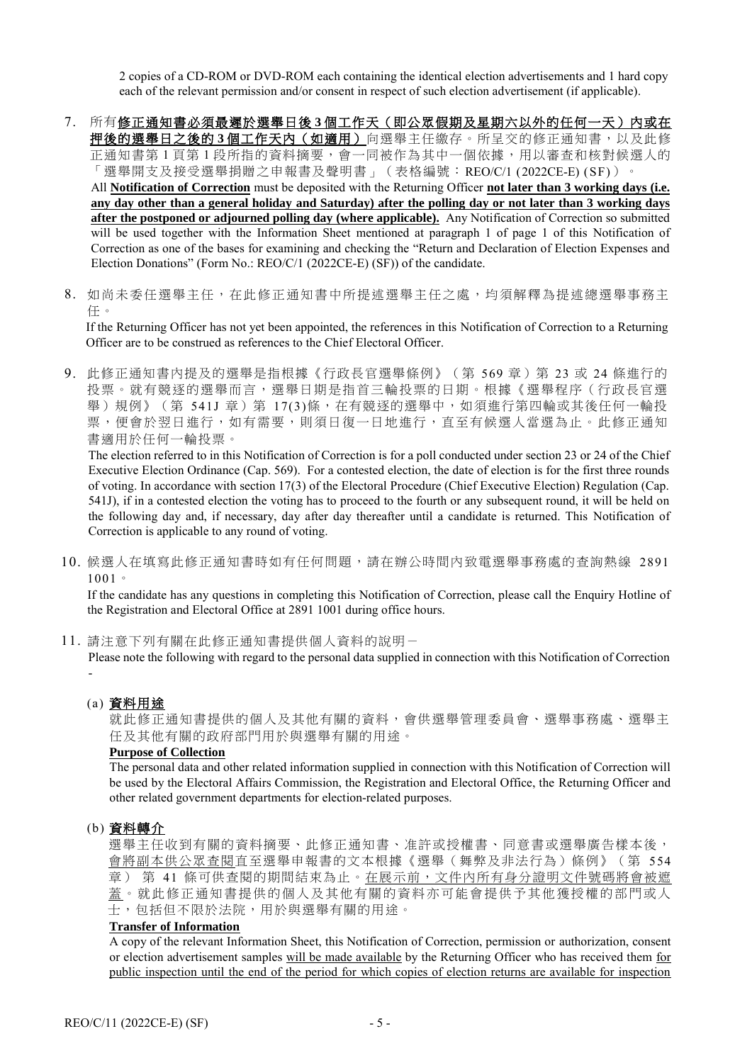2 copies of a CD-ROM or DVD-ROM each containing the identical election advertisements and 1 hard copy each of the relevant permission and/or consent in respect of such election advertisement (if applicable).

7. 所有**修正通知書必須最遲於選舉日後 3 個工作天（即公眾假期及星期六以外的任何一天）內或在押後的選舉日之後的 3 個工作天內（如適用）**向選舉主任繳存。所呈交的修正通知書，以及此修正通知書第 1 頁第 1 段所指的資料摘要，會一同被作為其中一個依據，用以審查和核對候選人的「選舉開支及接受選舉捐贈之申報書及聲明書」（表格編號：REO/C/1 (2022CE-E) (SF)）。

   All **Notification of Correction** must be deposited with the Returning Officer **not later than 3 working days (i.e. any day other than a general holiday and Saturday) after the polling day or not later than 3 working days after the postponed or adjourned polling day (where applicable).** Any Notification of Correction so submitted will be used together with the Information Sheet mentioned at paragraph 1 of page 1 of this Notification of Correction as one of the bases for examining and checking the "Return and Declaration of Election Expenses and Election Donations" (Form No.: REO/C/1 (2022CE-E) (SF)) of the candidate.

8. 如尚未委任選舉主任，在此修正通知書中所提述選舉主任之處，均須解釋為提述總選舉事務主任。

   If the Returning Officer has not yet been appointed, the references in this Notification of Correction to a Returning Officer are to be construed as references to the Chief Electoral Officer.

9. 此修正通知書內提及的選舉是指根據《行政長官選舉條例》（第 569 章）第 23 或 24 條進行的投票。就有競逐的選舉而言，選舉日期是指首三輪投票的日期。根據《選舉程序（行政長官選舉）規例》（第 541J 章）第 17(3)條，在有競逐的選舉中，如須進行第四輪或其後任何一輪投票，便會於翌日進行，如有需要，則須日復一日地進行，直至有候選人當選為止。此修正通知書適用於任何一輪投票。

   The election referred to in this Notification of Correction is for a poll conducted under section 23 or 24 of the Chief Executive Election Ordinance (Cap. 569). For a contested election, the date of election is for the first three rounds of voting. In accordance with section 17(3) of the Electoral Procedure (Chief Executive Election) Regulation (Cap. 541J), if in a contested election the voting has to proceed to the fourth or any subsequent round, it will be held on the following day and, if necessary, day after day thereafter until a candidate is returned. This Notification of Correction is applicable to any round of voting.

10. 候選人在填寫此修正通知書時如有任何問題，請在辦公時間內致電選舉事務處的查詢熱線 2891 1001。

    If the candidate has any questions in completing this Notification of Correction, please call the Enquiry Hotline of the Registration and Electoral Office at 2891 1001 during office hours.

11. 請注意下列有關在此修正通知書提供個人資料的說明－

    Please note the following with regard to the personal data supplied in connection with this Notification of Correction -

    (a) **<u>資料用途</u>**

    就此修正通知書提供的個人及其他有關的資料，會供選舉管理委員會、選舉事務處、選舉主任及其他有關的政府部門用於與選舉有關的用途。

    **Purpose of Collection**

    The personal data and other related information supplied in connection with this Notification of Correction will be used by the Electoral Affairs Commission, the Registration and Electoral Office, the Returning Officer and other related government departments for election-related purposes.

    (b) **<u>資料轉介</u>**

    選舉主任收到有關的資料摘要、此修正通知書、准許或授權書、同意書或選舉廣告樣本後，<u>會將副本供公眾查閱</u>直至選舉申報書的文本根據《選舉（舞弊及非法行為）條例》（第 554 章） 第 41 條可供查閱的期間結束為止。<u>在展示前，文件內所有身分證明文件號碼將會被遮蓋</u>。就此修正通知書提供的個人及其他有關的資料亦可能會提供予其他獲授權的部門或人士，包括但不限於法院，用於與選舉有關的用途。

    **Transfer of Information**

    A copy of the relevant Information Sheet, this Notification of Correction, permission or authorization, consent or election advertisement samples <u>will be made available</u> by the Returning Officer who has received them <u>for public inspection until the end of the period for which copies of election returns are available for inspection</u>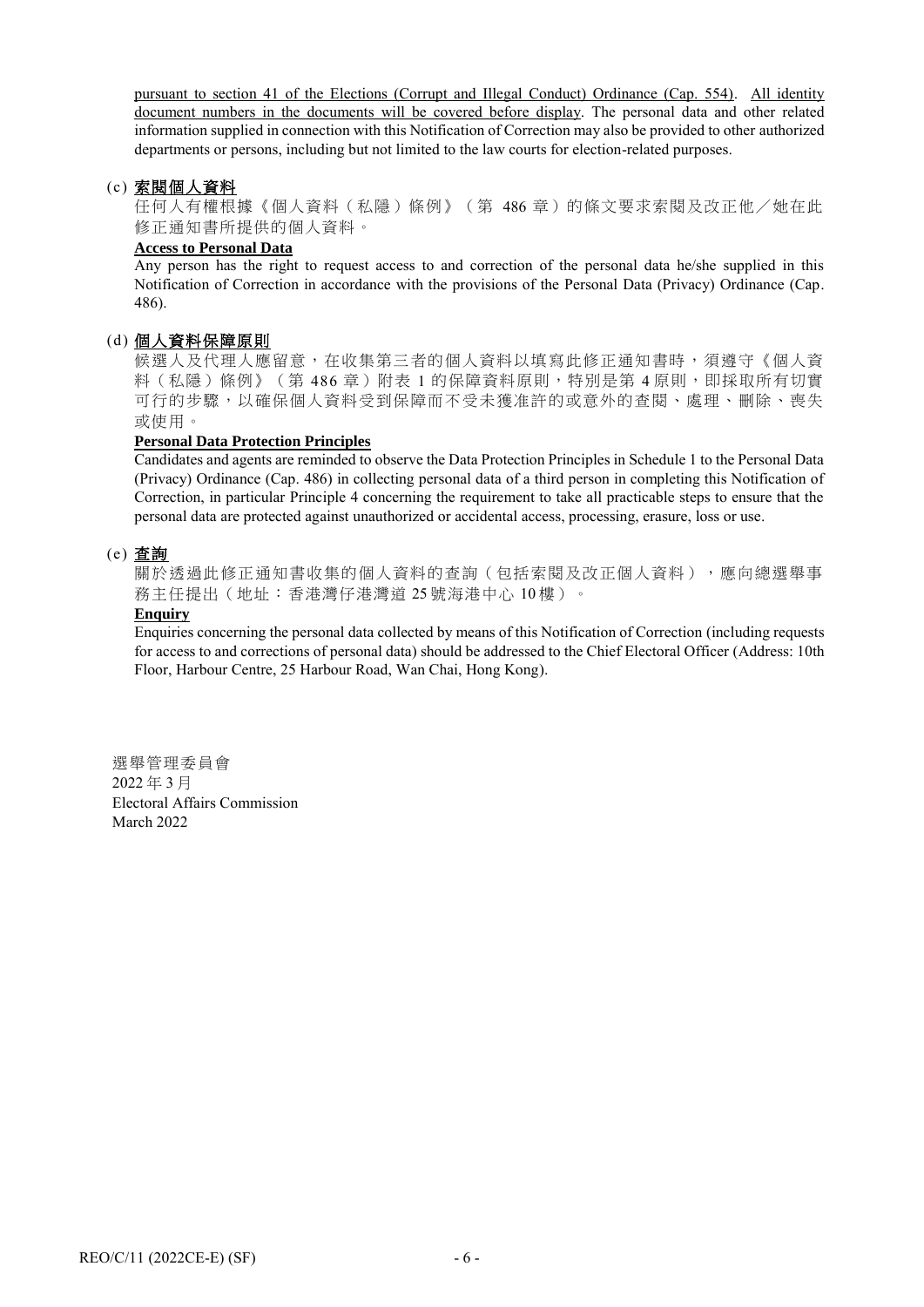pursuant to section 41 of the Elections (Corrupt and Illegal Conduct) Ordinance (Cap. 554). All identity document numbers in the documents will be covered before display. The personal data and other related information supplied in connection with this Notification of Correction may also be provided to other authorized departments or persons, including but not limited to the law courts for election-related purposes.

(c) **索閱個人資料**

任何人有權根據《個人資料（私隱）條例》（第 486 章）的條文要求索閱及改正他／她在此修正通知書所提供的個人資料。

**Access to Personal Data**

Any person has the right to request access to and correction of the personal data he/she supplied in this Notification of Correction in accordance with the provisions of the Personal Data (Privacy) Ordinance (Cap. 486).

(d) **個人資料保障原則**

候選人及代理人應留意，在收集第三者的個人資料以填寫此修正通知書時，須遵守《個人資料（私隱）條例》（第 486 章）附表 1 的保障資料原則，特別是第 4 原則，即採取所有切實可行的步驟，以確保個人資料受到保障而不受未獲准許的或意外的查閱、處理、刪除、喪失或使用。

**Personal Data Protection Principles**

Candidates and agents are reminded to observe the Data Protection Principles in Schedule 1 to the Personal Data (Privacy) Ordinance (Cap. 486) in collecting personal data of a third person in completing this Notification of Correction, in particular Principle 4 concerning the requirement to take all practicable steps to ensure that the personal data are protected against unauthorized or accidental access, processing, erasure, loss or use.

(e) **查詢**

關於透過此修正通知書收集的個人資料的查詢（包括索閱及改正個人資料），應向總選舉事務主任提出（地址：香港灣仔港灣道 25 號海港中心 10 樓）。

**Enquiry**

Enquiries concerning the personal data collected by means of this Notification of Correction (including requests for access to and corrections of personal data) should be addressed to the Chief Electoral Officer (Address: 10th Floor, Harbour Centre, 25 Harbour Road, Wan Chai, Hong Kong).

選舉管理委員會
2022 年 3 月
Electoral Affairs Commission
March 2022